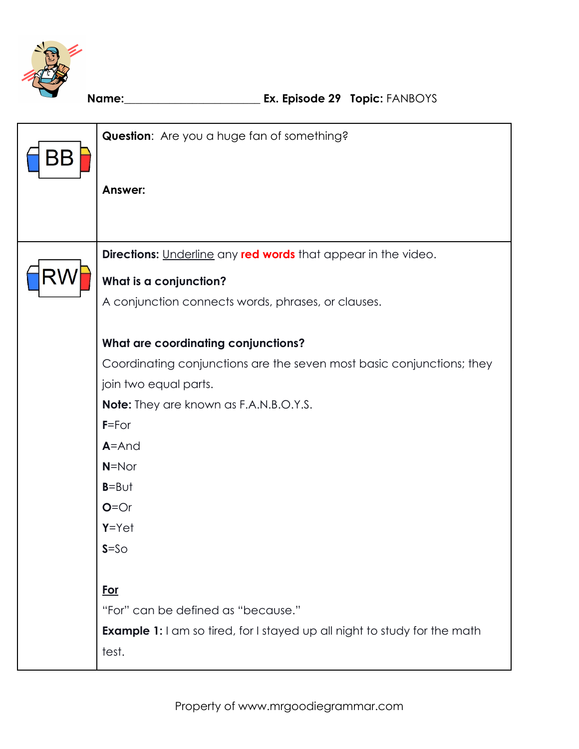**Name:**________________________ **Ex. Episode 29** **Topic:** FANBOYS

| | |
|---|---|
| BB | **Question**: Are you a huge fan of something?<br><br>**Answer:** |
| RW | **Directions:** Underline any **red words** that appear in the video.<br><br>**What is a conjunction?**<br>A conjunction connects words, phrases, or clauses.<br><br>**What are coordinating conjunctions?**<br>Coordinating conjunctions are the seven most basic conjunctions; they join two equal parts.<br>**Note:** They are known as F.A.N.B.O.Y.S.<br>**F**=For<br>**A**=And<br>**N**=Nor<br>**B**=But<br>**O**=Or<br>**Y**=Yet<br>**S**=So<br><br>**For**<br>"For" can be defined as "because."<br>**Example 1:** I am so tired, for I stayed up all night to study for the math test. |

Property of www.mrgoodiegrammar.com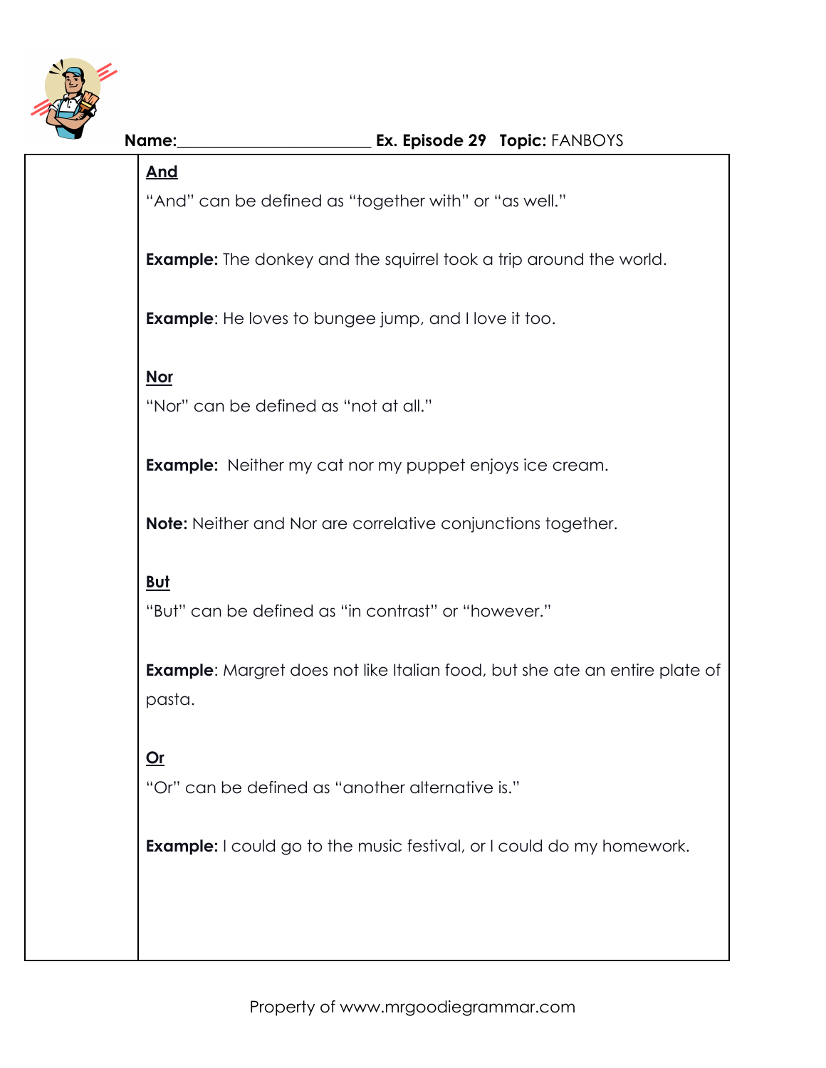Name:________________________ **Ex. Episode 29** **Topic:** FANBOYS

**And**

"And" can be defined as "together with" or "as well."

**Example:** The donkey and the squirrel took a trip around the world.

**Example**: He loves to bungee jump, and I love it too.

**Nor**

"Nor" can be defined as "not at all."

**Example:** Neither my cat nor my puppet enjoys ice cream.

**Note:** Neither and Nor are correlative conjunctions together.

**But**

"But" can be defined as "in contrast" or "however."

**Example**: Margret does not like Italian food, but she ate an entire plate of pasta.

**Or**

"Or" can be defined as "another alternative is."

**Example:** I could go to the music festival, or I could do my homework.

Property of www.mrgoodiegrammar.com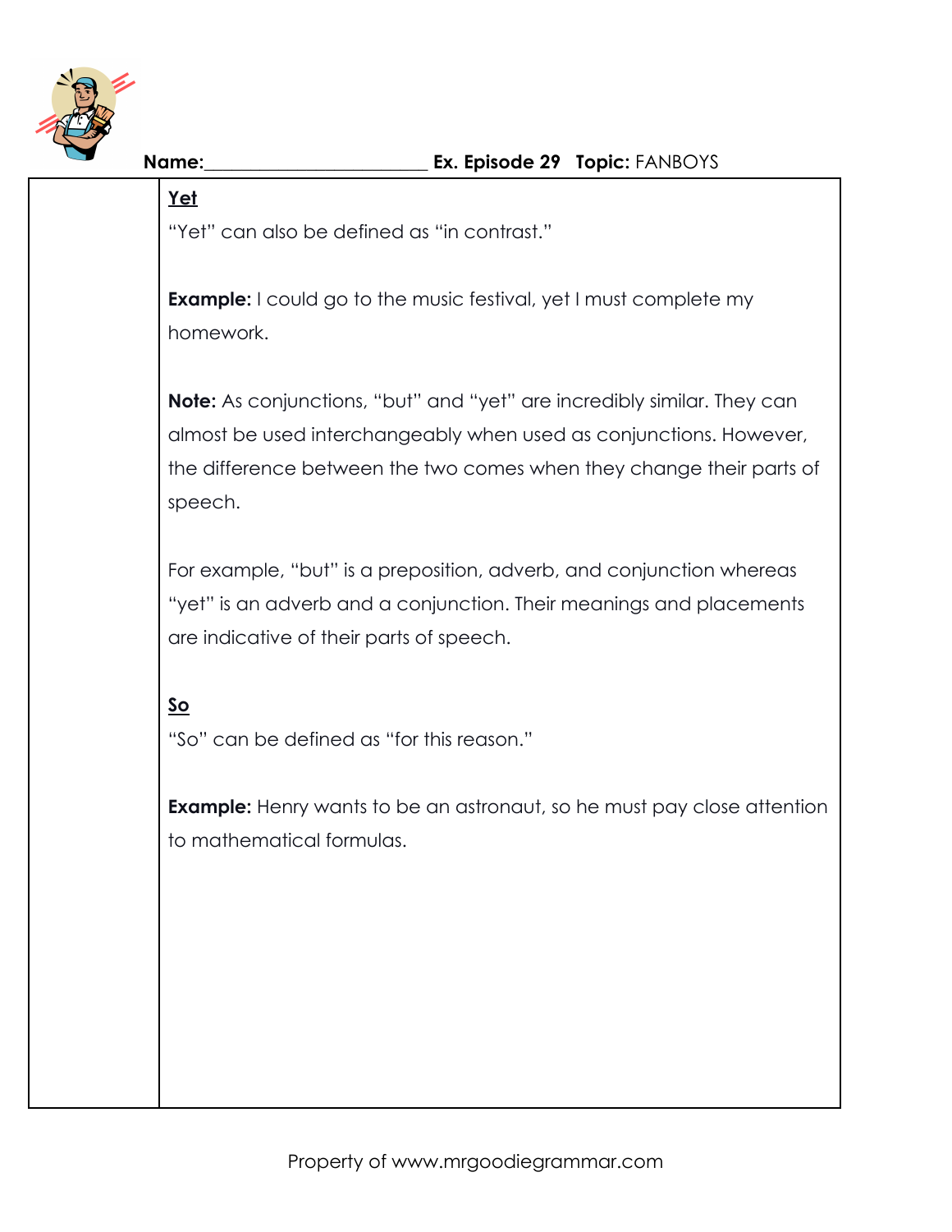**Name:**_______________________ **Ex. Episode 29** **Topic:** FANBOYS

## Yet

"Yet" can also be defined as "in contrast."

**Example:** I could go to the music festival, yet I must complete my homework.

**Note:** As conjunctions, "but" and "yet" are incredibly similar. They can almost be used interchangeably when used as conjunctions. However, the difference between the two comes when they change their parts of speech.

For example, "but" is a preposition, adverb, and conjunction whereas "yet" is an adverb and a conjunction. Their meanings and placements are indicative of their parts of speech.

## So

"So" can be defined as "for this reason."

**Example:** Henry wants to be an astronaut, so he must pay close attention to mathematical formulas.

Property of www.mrgoodiegrammar.com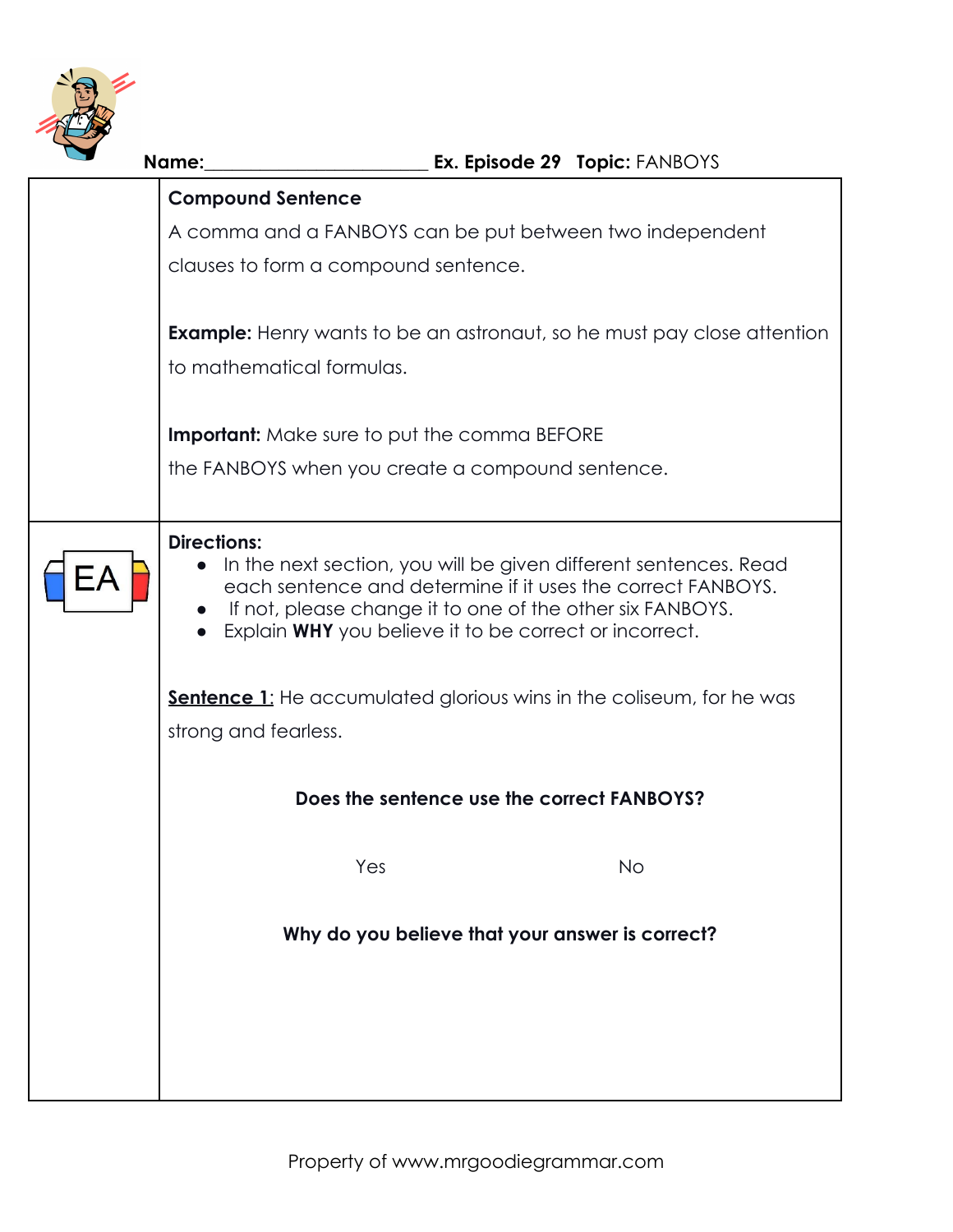**Name:**\_\_\_\_\_\_\_\_\_\_\_\_\_\_\_\_\_\_\_\_\_\_\_\_ **Ex. Episode 29** **Topic:** FANBOYS

**Compound Sentence**

A comma and a FANBOYS can be put between two independent clauses to form a compound sentence.

**Example:** Henry wants to be an astronaut, so he must pay close attention to mathematical formulas.

**Important:** Make sure to put the comma BEFORE the FANBOYS when you create a compound sentence.

EA

**Directions:**

- In the next section, you will be given different sentences. Read each sentence and determine if it uses the correct FANBOYS.
- If not, please change it to one of the other six FANBOYS.
- Explain **WHY** you believe it to be correct or incorrect.

<u>**Sentence 1**</u>: He accumulated glorious wins in the coliseum, for he was strong and fearless.

**Does the sentence use the correct FANBOYS?**

Yes No

**Why do you believe that your answer is correct?**

Property of www.mrgoodiegrammar.com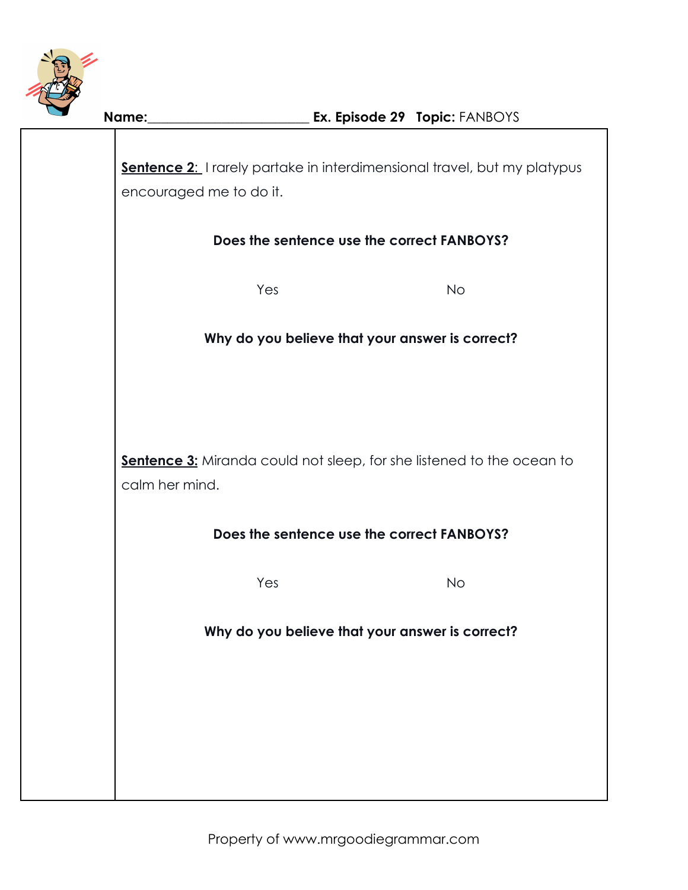**Name:**______________________ **Ex. Episode 29** **Topic:** FANBOYS

**Sentence 2**: I rarely partake in interdimensional travel, but my platypus encouraged me to do it.

**Does the sentence use the correct FANBOYS?**

Yes No

**Why do you believe that your answer is correct?**

**Sentence 3:** Miranda could not sleep, for she listened to the ocean to calm her mind.

**Does the sentence use the correct FANBOYS?**

Yes No

**Why do you believe that your answer is correct?**

Property of www.mrgoodiegrammar.com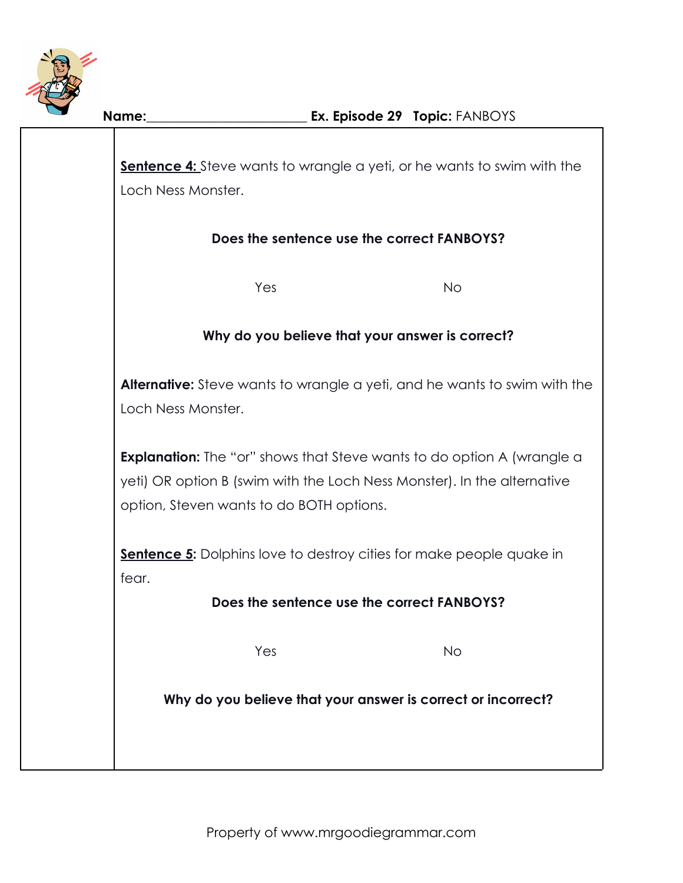**Name:**________________________ **Ex. Episode 29** **Topic:** FANBOYS

**Sentence 4:** Steve wants to wrangle a yeti, or he wants to swim with the Loch Ness Monster.

**Does the sentence use the correct FANBOYS?**

Yes No

**Why do you believe that your answer is correct?**

**Alternative:** Steve wants to wrangle a yeti, and he wants to swim with the Loch Ness Monster.

**Explanation:** The "or" shows that Steve wants to do option A (wrangle a yeti) OR option B (swim with the Loch Ness Monster). In the alternative option, Steven wants to do BOTH options.

**Sentence 5:** Dolphins love to destroy cities for make people quake in fear.

**Does the sentence use the correct FANBOYS?**

Yes No

**Why do you believe that your answer is correct or incorrect?**

Property of www.mrgoodiegrammar.com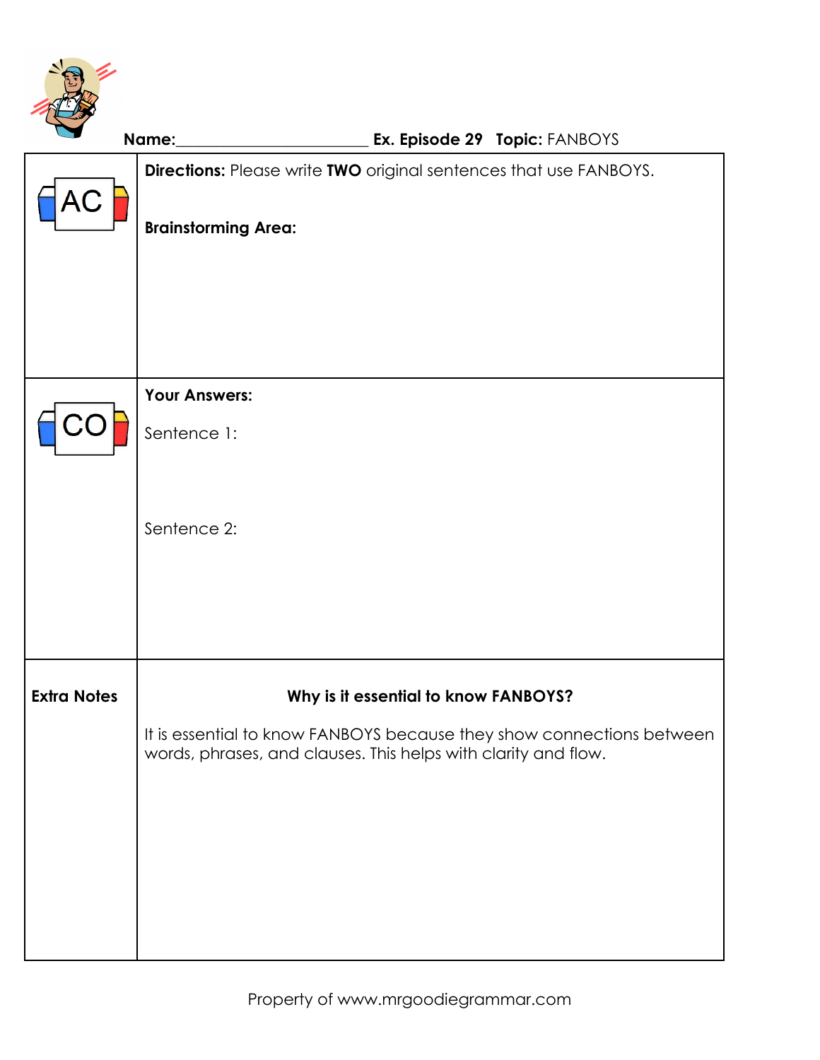**Name:**\_\_\_\_\_\_\_\_\_\_\_\_\_\_\_\_\_\_\_\_\_\_\_\_ **Ex. Episode 29** **Topic:** FANBOYS

| | |
|---|---|
| AC | **Directions:** Please write **TWO** original sentences that use FANBOYS.<br><br>**Brainstorming Area:** |
| CO | **Your Answers:**<br><br>Sentence 1:<br><br>Sentence 2: |
| **Extra Notes** | **Why is it essential to know FANBOYS?**<br><br>It is essential to know FANBOYS because they show connections between words, phrases, and clauses. This helps with clarity and flow. |

Property of www.mrgoodiegrammar.com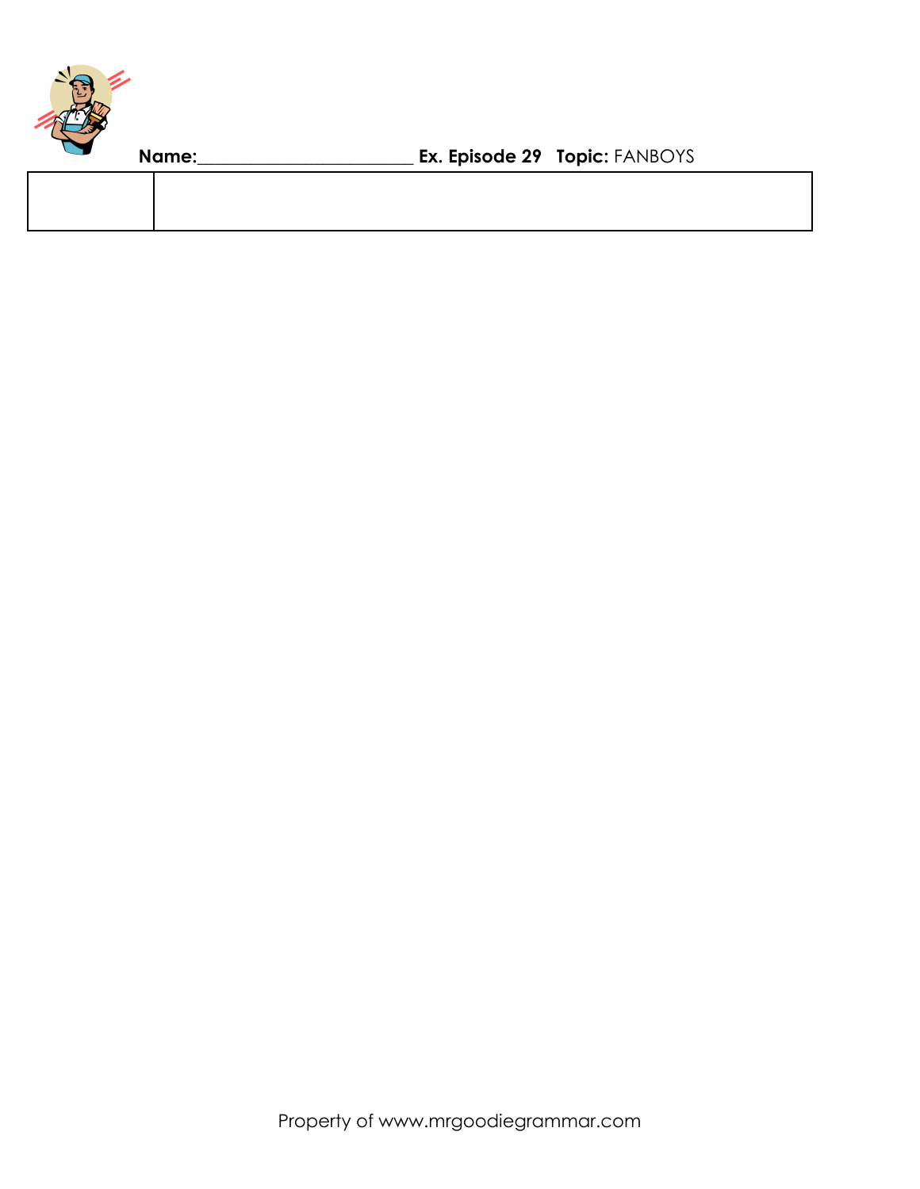**Name:**________________________ **Ex. Episode 29** **Topic:** FANBOYS

| | |
|---|---|
| | |